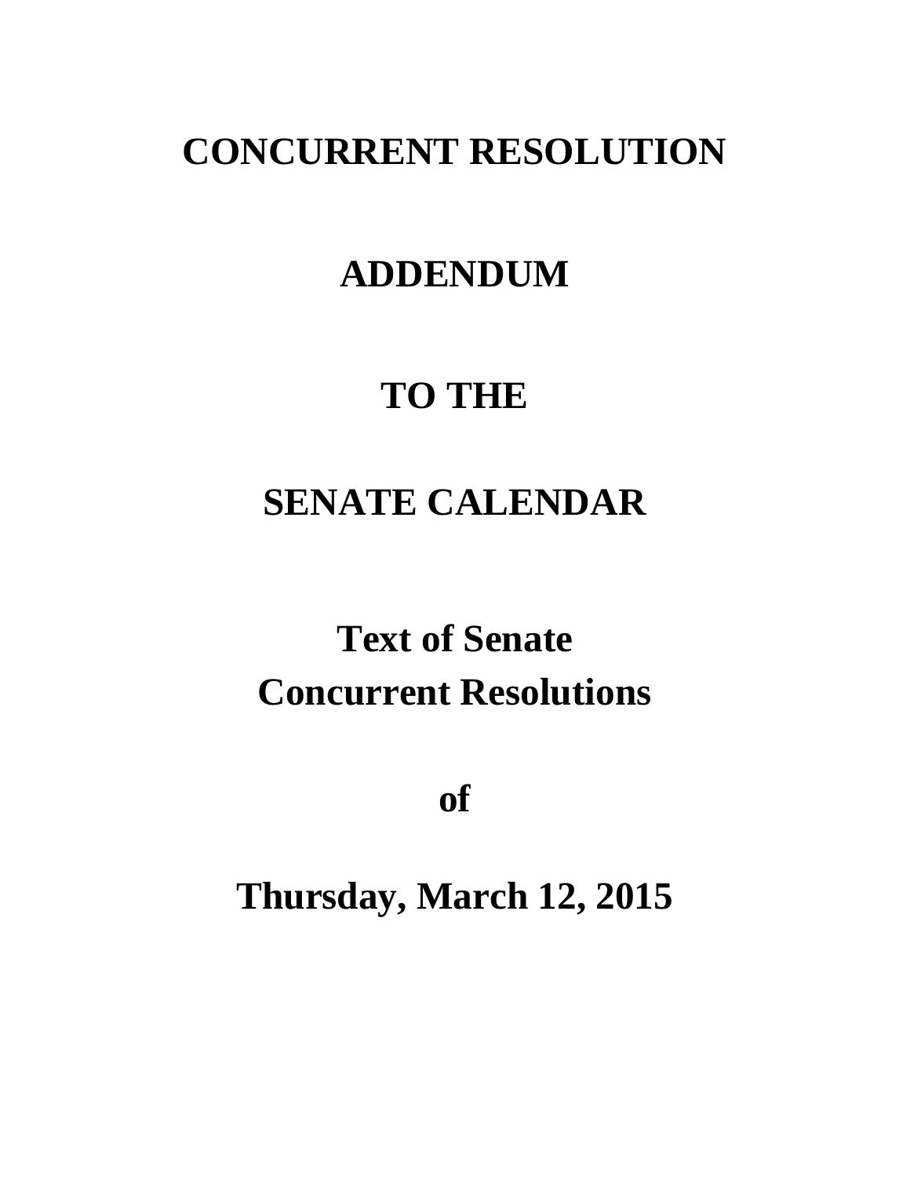# CONCURRENT RESOLUTION

# ADDENDUM

# TO THE

# SENATE CALENDAR

# Text of Senate Concurrent Resolutions

# of

# Thursday, March 12, 2015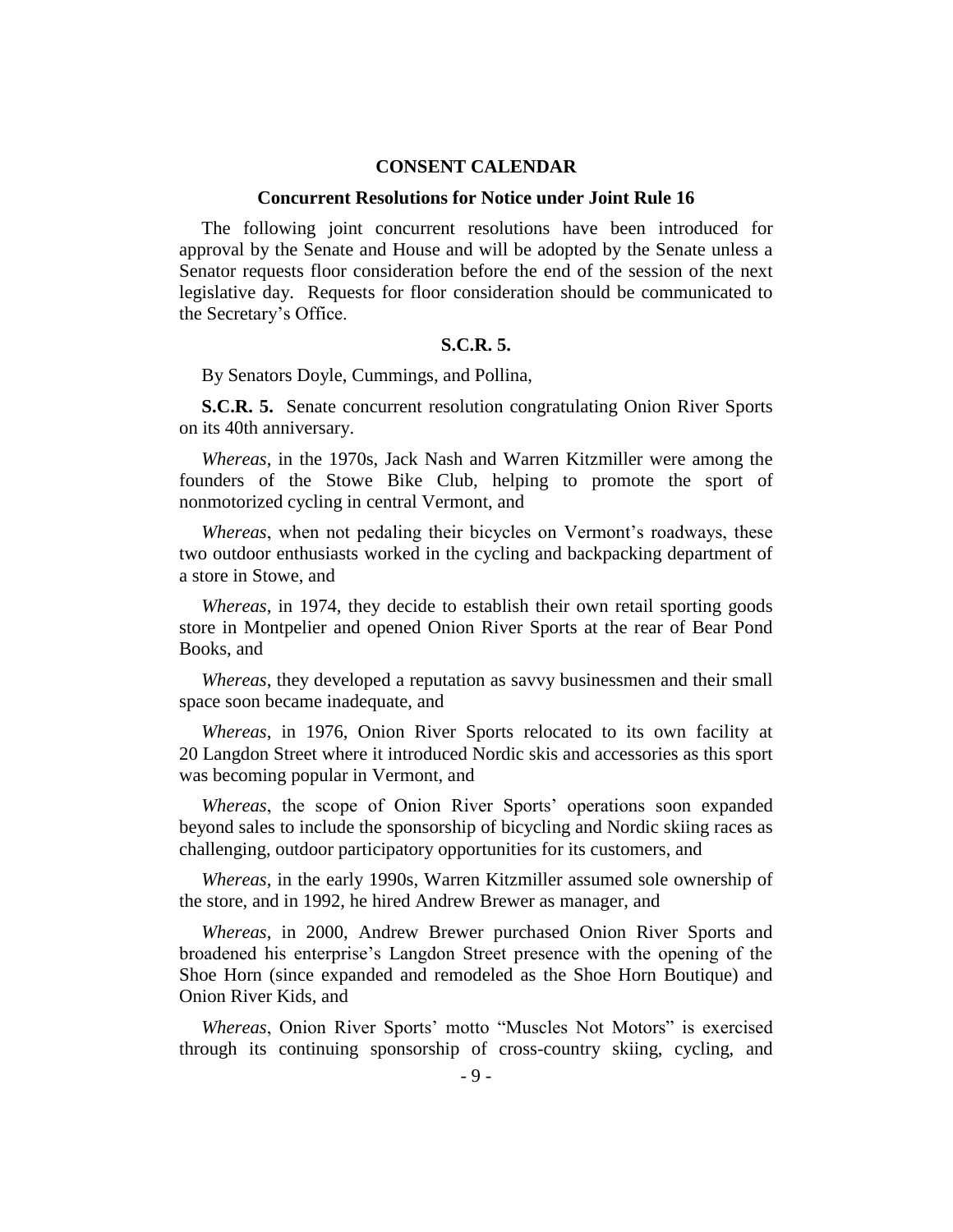## CONSENT CALENDAR

### Concurrent Resolutions for Notice under Joint Rule 16

The following joint concurrent resolutions have been introduced for approval by the Senate and House and will be adopted by the Senate unless a Senator requests floor consideration before the end of the session of the next legislative day. Requests for floor consideration should be communicated to the Secretary's Office.

### S.C.R. 5.

By Senators Doyle, Cummings, and Pollina,

**S.C.R. 5.** Senate concurrent resolution congratulating Onion River Sports on its 40th anniversary.

*Whereas*, in the 1970s, Jack Nash and Warren Kitzmiller were among the founders of the Stowe Bike Club, helping to promote the sport of nonmotorized cycling in central Vermont, and

*Whereas*, when not pedaling their bicycles on Vermont's roadways, these two outdoor enthusiasts worked in the cycling and backpacking department of a store in Stowe, and

*Whereas*, in 1974, they decide to establish their own retail sporting goods store in Montpelier and opened Onion River Sports at the rear of Bear Pond Books, and

*Whereas*, they developed a reputation as savvy businessmen and their small space soon became inadequate, and

*Whereas*, in 1976, Onion River Sports relocated to its own facility at 20 Langdon Street where it introduced Nordic skis and accessories as this sport was becoming popular in Vermont, and

*Whereas*, the scope of Onion River Sports' operations soon expanded beyond sales to include the sponsorship of bicycling and Nordic skiing races as challenging, outdoor participatory opportunities for its customers, and

*Whereas*, in the early 1990s, Warren Kitzmiller assumed sole ownership of the store, and in 1992, he hired Andrew Brewer as manager, and

*Whereas*, in 2000, Andrew Brewer purchased Onion River Sports and broadened his enterprise's Langdon Street presence with the opening of the Shoe Horn (since expanded and remodeled as the Shoe Horn Boutique) and Onion River Kids, and

*Whereas*, Onion River Sports' motto "Muscles Not Motors" is exercised through its continuing sponsorship of cross-country skiing, cycling, and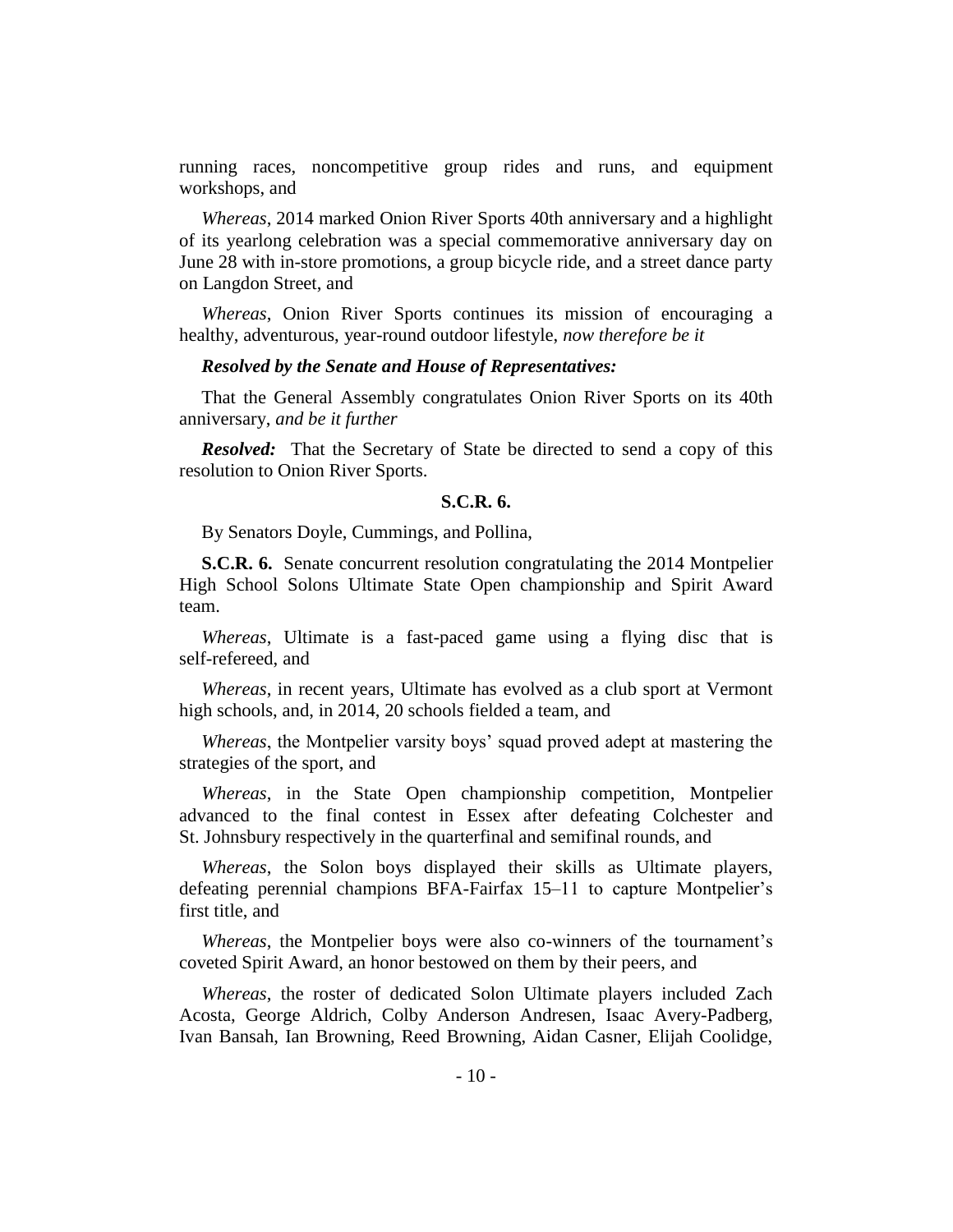running races, noncompetitive group rides and runs, and equipment workshops, and

*Whereas*, 2014 marked Onion River Sports 40th anniversary and a highlight of its yearlong celebration was a special commemorative anniversary day on June 28 with in-store promotions, a group bicycle ride, and a street dance party on Langdon Street, and

*Whereas*, Onion River Sports continues its mission of encouraging a healthy, adventurous, year-round outdoor lifestyle, *now therefore be it*

***Resolved by the Senate and House of Representatives:***

That the General Assembly congratulates Onion River Sports on its 40th anniversary, *and be it further*

***Resolved:*** That the Secretary of State be directed to send a copy of this resolution to Onion River Sports.

**S.C.R. 6.**

By Senators Doyle, Cummings, and Pollina,

**S.C.R. 6.** Senate concurrent resolution congratulating the 2014 Montpelier High School Solons Ultimate State Open championship and Spirit Award team.

*Whereas*, Ultimate is a fast-paced game using a flying disc that is self-refereed, and

*Whereas*, in recent years, Ultimate has evolved as a club sport at Vermont high schools, and, in 2014, 20 schools fielded a team, and

*Whereas*, the Montpelier varsity boys' squad proved adept at mastering the strategies of the sport, and

*Whereas*, in the State Open championship competition, Montpelier advanced to the final contest in Essex after defeating Colchester and St. Johnsbury respectively in the quarterfinal and semifinal rounds, and

*Whereas*, the Solon boys displayed their skills as Ultimate players, defeating perennial champions BFA-Fairfax 15–11 to capture Montpelier's first title, and

*Whereas*, the Montpelier boys were also co-winners of the tournament's coveted Spirit Award, an honor bestowed on them by their peers, and

*Whereas*, the roster of dedicated Solon Ultimate players included Zach Acosta, George Aldrich, Colby Anderson Andresen, Isaac Avery-Padberg, Ivan Bansah, Ian Browning, Reed Browning, Aidan Casner, Elijah Coolidge,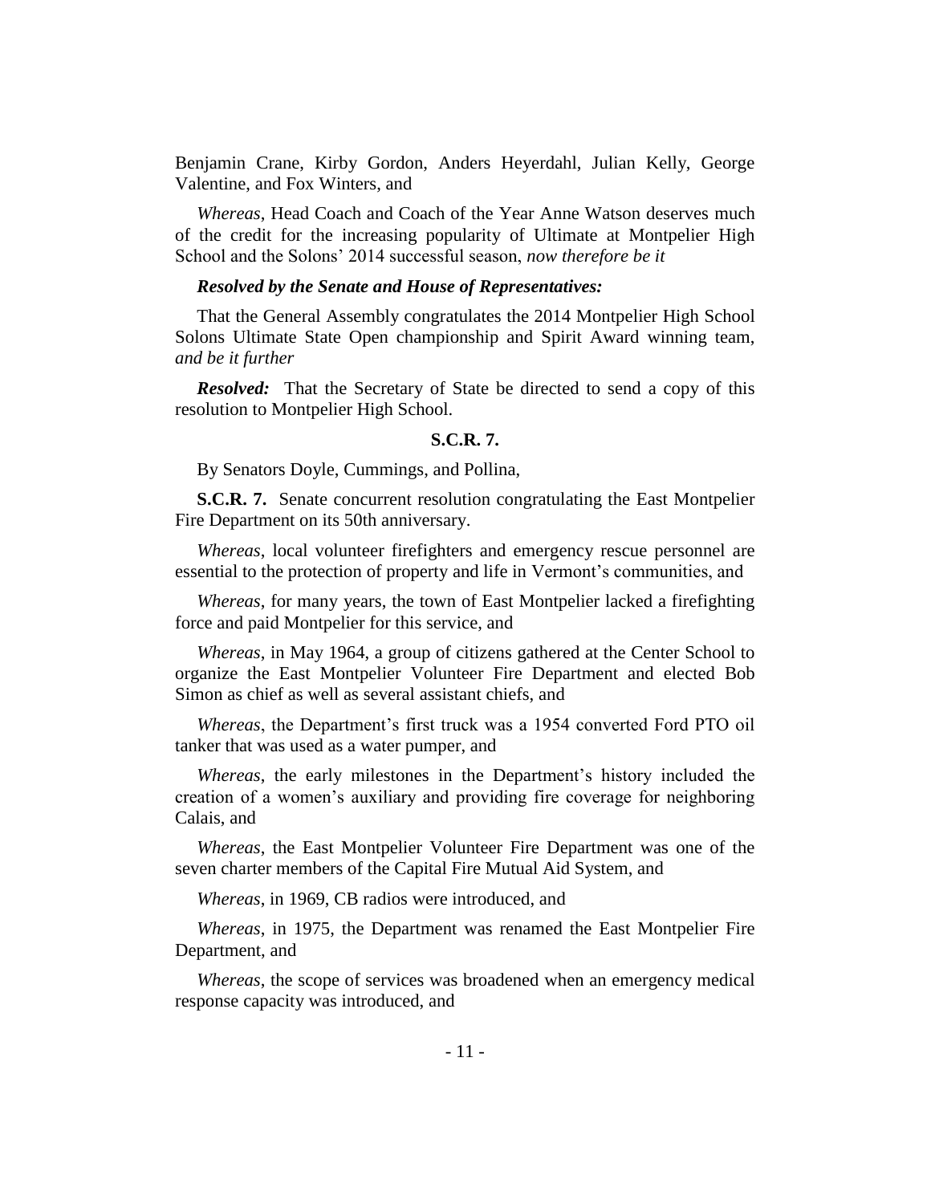Benjamin Crane, Kirby Gordon, Anders Heyerdahl, Julian Kelly, George Valentine, and Fox Winters, and

*Whereas*, Head Coach and Coach of the Year Anne Watson deserves much of the credit for the increasing popularity of Ultimate at Montpelier High School and the Solons' 2014 successful season, *now therefore be it*

***Resolved by the Senate and House of Representatives:***

That the General Assembly congratulates the 2014 Montpelier High School Solons Ultimate State Open championship and Spirit Award winning team, *and be it further*

***Resolved:*** That the Secretary of State be directed to send a copy of this resolution to Montpelier High School.

**S.C.R. 7.**

By Senators Doyle, Cummings, and Pollina,

**S.C.R. 7.** Senate concurrent resolution congratulating the East Montpelier Fire Department on its 50th anniversary.

*Whereas*, local volunteer firefighters and emergency rescue personnel are essential to the protection of property and life in Vermont's communities, and

*Whereas*, for many years, the town of East Montpelier lacked a firefighting force and paid Montpelier for this service, and

*Whereas*, in May 1964, a group of citizens gathered at the Center School to organize the East Montpelier Volunteer Fire Department and elected Bob Simon as chief as well as several assistant chiefs, and

*Whereas*, the Department's first truck was a 1954 converted Ford PTO oil tanker that was used as a water pumper, and

*Whereas*, the early milestones in the Department's history included the creation of a women's auxiliary and providing fire coverage for neighboring Calais, and

*Whereas*, the East Montpelier Volunteer Fire Department was one of the seven charter members of the Capital Fire Mutual Aid System, and

*Whereas*, in 1969, CB radios were introduced, and

*Whereas*, in 1975, the Department was renamed the East Montpelier Fire Department, and

*Whereas*, the scope of services was broadened when an emergency medical response capacity was introduced, and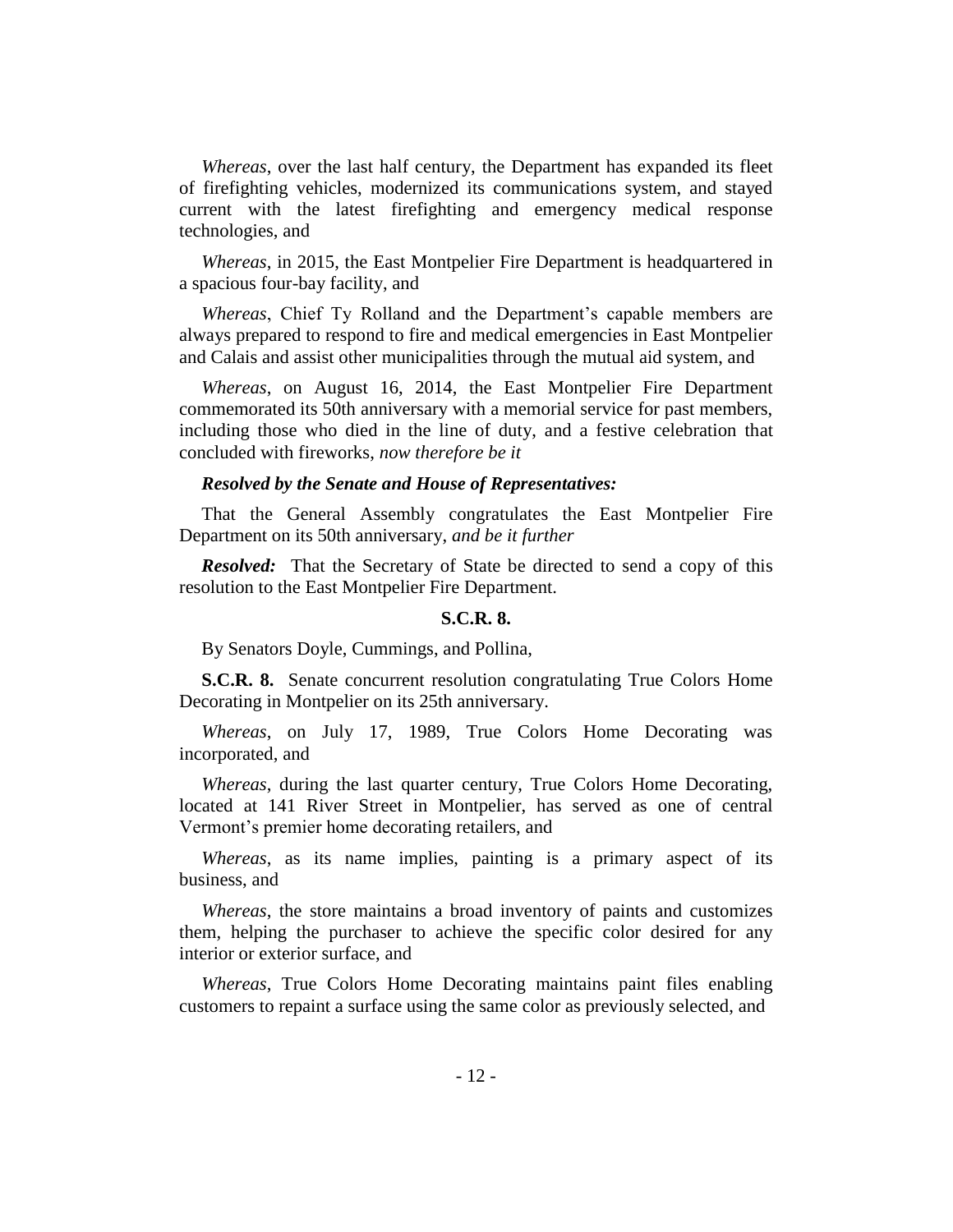*Whereas*, over the last half century, the Department has expanded its fleet of firefighting vehicles, modernized its communications system, and stayed current with the latest firefighting and emergency medical response technologies, and

*Whereas*, in 2015, the East Montpelier Fire Department is headquartered in a spacious four-bay facility, and

*Whereas*, Chief Ty Rolland and the Department's capable members are always prepared to respond to fire and medical emergencies in East Montpelier and Calais and assist other municipalities through the mutual aid system, and

*Whereas*, on August 16, 2014, the East Montpelier Fire Department commemorated its 50th anniversary with a memorial service for past members, including those who died in the line of duty, and a festive celebration that concluded with fireworks, *now therefore be it*

***Resolved by the Senate and House of Representatives:***

That the General Assembly congratulates the East Montpelier Fire Department on its 50th anniversary, *and be it further*

***Resolved:*** That the Secretary of State be directed to send a copy of this resolution to the East Montpelier Fire Department.

**S.C.R. 8.**

By Senators Doyle, Cummings, and Pollina,

**S.C.R. 8.** Senate concurrent resolution congratulating True Colors Home Decorating in Montpelier on its 25th anniversary.

*Whereas*, on July 17, 1989, True Colors Home Decorating was incorporated, and

*Whereas*, during the last quarter century, True Colors Home Decorating, located at 141 River Street in Montpelier, has served as one of central Vermont's premier home decorating retailers, and

*Whereas*, as its name implies, painting is a primary aspect of its business, and

*Whereas*, the store maintains a broad inventory of paints and customizes them, helping the purchaser to achieve the specific color desired for any interior or exterior surface, and

*Whereas*, True Colors Home Decorating maintains paint files enabling customers to repaint a surface using the same color as previously selected, and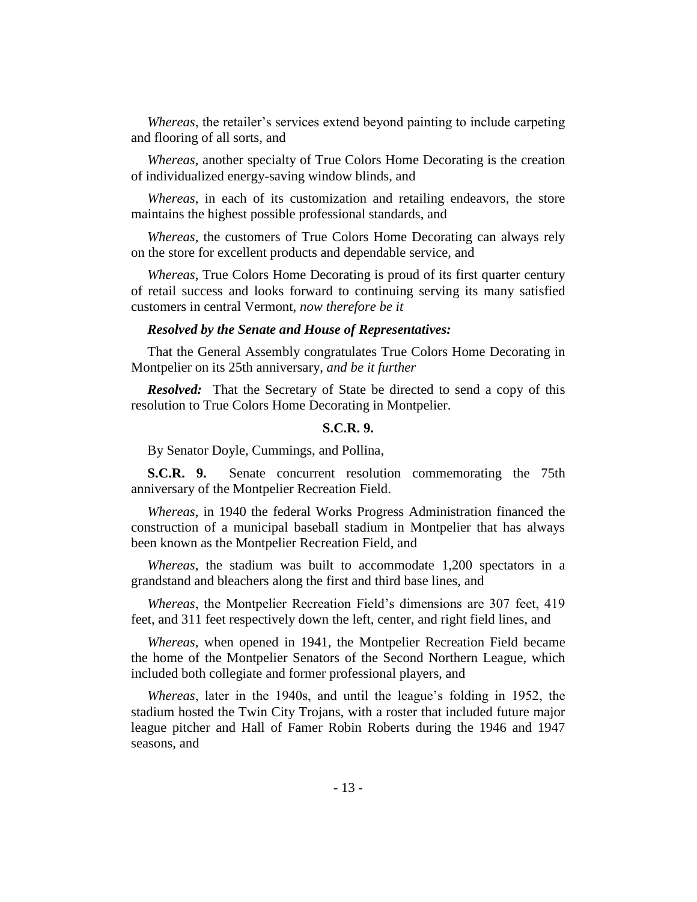*Whereas*, the retailer's services extend beyond painting to include carpeting and flooring of all sorts, and

*Whereas*, another specialty of True Colors Home Decorating is the creation of individualized energy-saving window blinds, and

*Whereas*, in each of its customization and retailing endeavors, the store maintains the highest possible professional standards, and

*Whereas*, the customers of True Colors Home Decorating can always rely on the store for excellent products and dependable service, and

*Whereas*, True Colors Home Decorating is proud of its first quarter century of retail success and looks forward to continuing serving its many satisfied customers in central Vermont, *now therefore be it*

***Resolved by the Senate and House of Representatives:***

That the General Assembly congratulates True Colors Home Decorating in Montpelier on its 25th anniversary, *and be it further*

***Resolved:*** That the Secretary of State be directed to send a copy of this resolution to True Colors Home Decorating in Montpelier.

**S.C.R. 9.**

By Senator Doyle, Cummings, and Pollina,

**S.C.R. 9.** Senate concurrent resolution commemorating the 75th anniversary of the Montpelier Recreation Field.

*Whereas*, in 1940 the federal Works Progress Administration financed the construction of a municipal baseball stadium in Montpelier that has always been known as the Montpelier Recreation Field, and

*Whereas*, the stadium was built to accommodate 1,200 spectators in a grandstand and bleachers along the first and third base lines, and

*Whereas*, the Montpelier Recreation Field's dimensions are 307 feet, 419 feet, and 311 feet respectively down the left, center, and right field lines, and

*Whereas*, when opened in 1941, the Montpelier Recreation Field became the home of the Montpelier Senators of the Second Northern League, which included both collegiate and former professional players, and

*Whereas*, later in the 1940s, and until the league's folding in 1952, the stadium hosted the Twin City Trojans, with a roster that included future major league pitcher and Hall of Famer Robin Roberts during the 1946 and 1947 seasons, and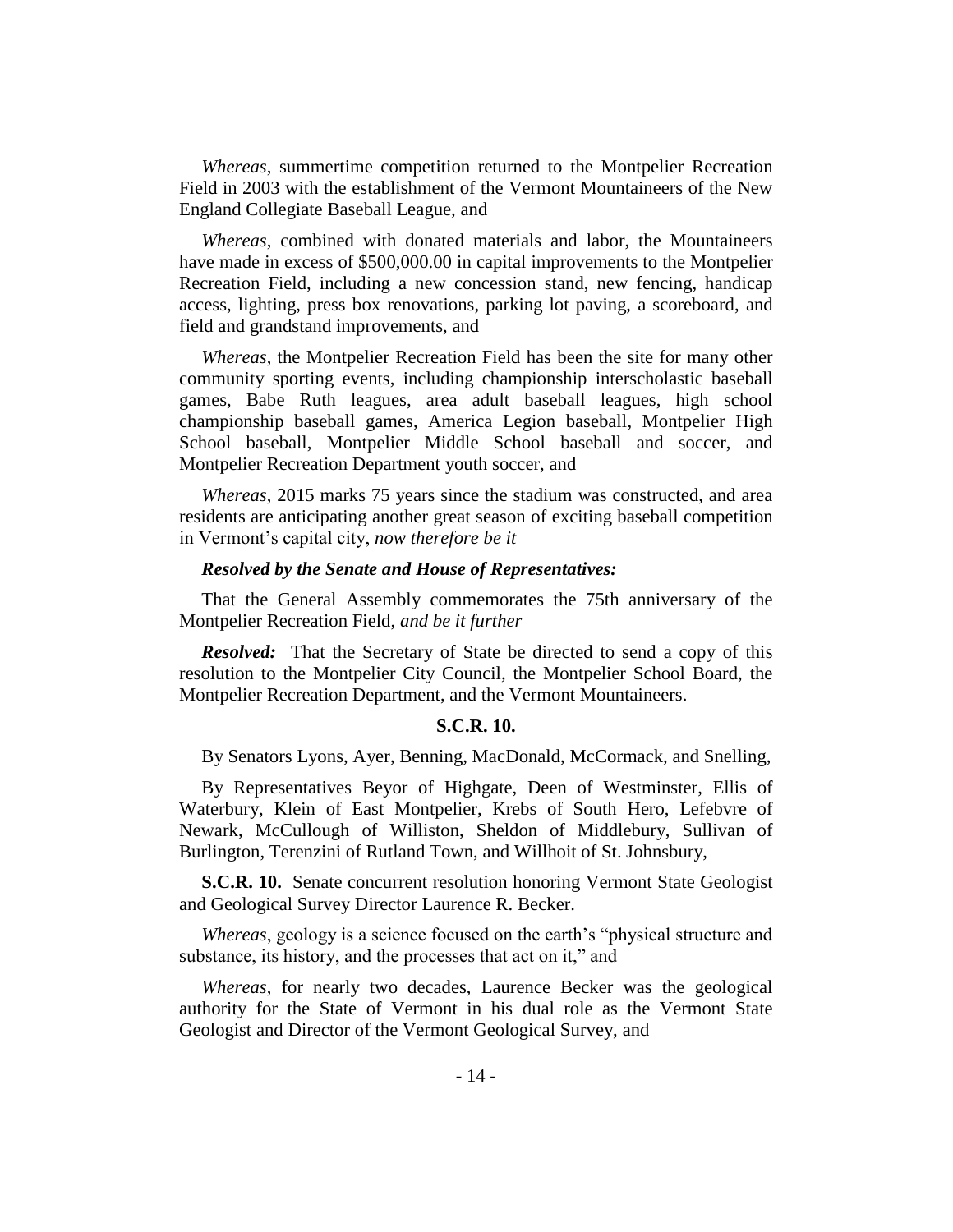*Whereas*, summertime competition returned to the Montpelier Recreation Field in 2003 with the establishment of the Vermont Mountaineers of the New England Collegiate Baseball League, and

*Whereas*, combined with donated materials and labor, the Mountaineers have made in excess of $500,000.00 in capital improvements to the Montpelier Recreation Field, including a new concession stand, new fencing, handicap access, lighting, press box renovations, parking lot paving, a scoreboard, and field and grandstand improvements, and

*Whereas*, the Montpelier Recreation Field has been the site for many other community sporting events, including championship interscholastic baseball games, Babe Ruth leagues, area adult baseball leagues, high school championship baseball games, America Legion baseball, Montpelier High School baseball, Montpelier Middle School baseball and soccer, and Montpelier Recreation Department youth soccer, and

*Whereas*, 2015 marks 75 years since the stadium was constructed, and area residents are anticipating another great season of exciting baseball competition in Vermont's capital city, *now therefore be it*

***Resolved by the Senate and House of Representatives:***

That the General Assembly commemorates the 75th anniversary of the Montpelier Recreation Field, *and be it further*

***Resolved:*** That the Secretary of State be directed to send a copy of this resolution to the Montpelier City Council, the Montpelier School Board, the Montpelier Recreation Department, and the Vermont Mountaineers.

**S.C.R. 10.**

By Senators Lyons, Ayer, Benning, MacDonald, McCormack, and Snelling,

By Representatives Beyor of Highgate, Deen of Westminster, Ellis of Waterbury, Klein of East Montpelier, Krebs of South Hero, Lefebvre of Newark, McCullough of Williston, Sheldon of Middlebury, Sullivan of Burlington, Terenzini of Rutland Town, and Willhoit of St. Johnsbury,

**S.C.R. 10.** Senate concurrent resolution honoring Vermont State Geologist and Geological Survey Director Laurence R. Becker.

*Whereas*, geology is a science focused on the earth's "physical structure and substance, its history, and the processes that act on it," and

*Whereas*, for nearly two decades, Laurence Becker was the geological authority for the State of Vermont in his dual role as the Vermont State Geologist and Director of the Vermont Geological Survey, and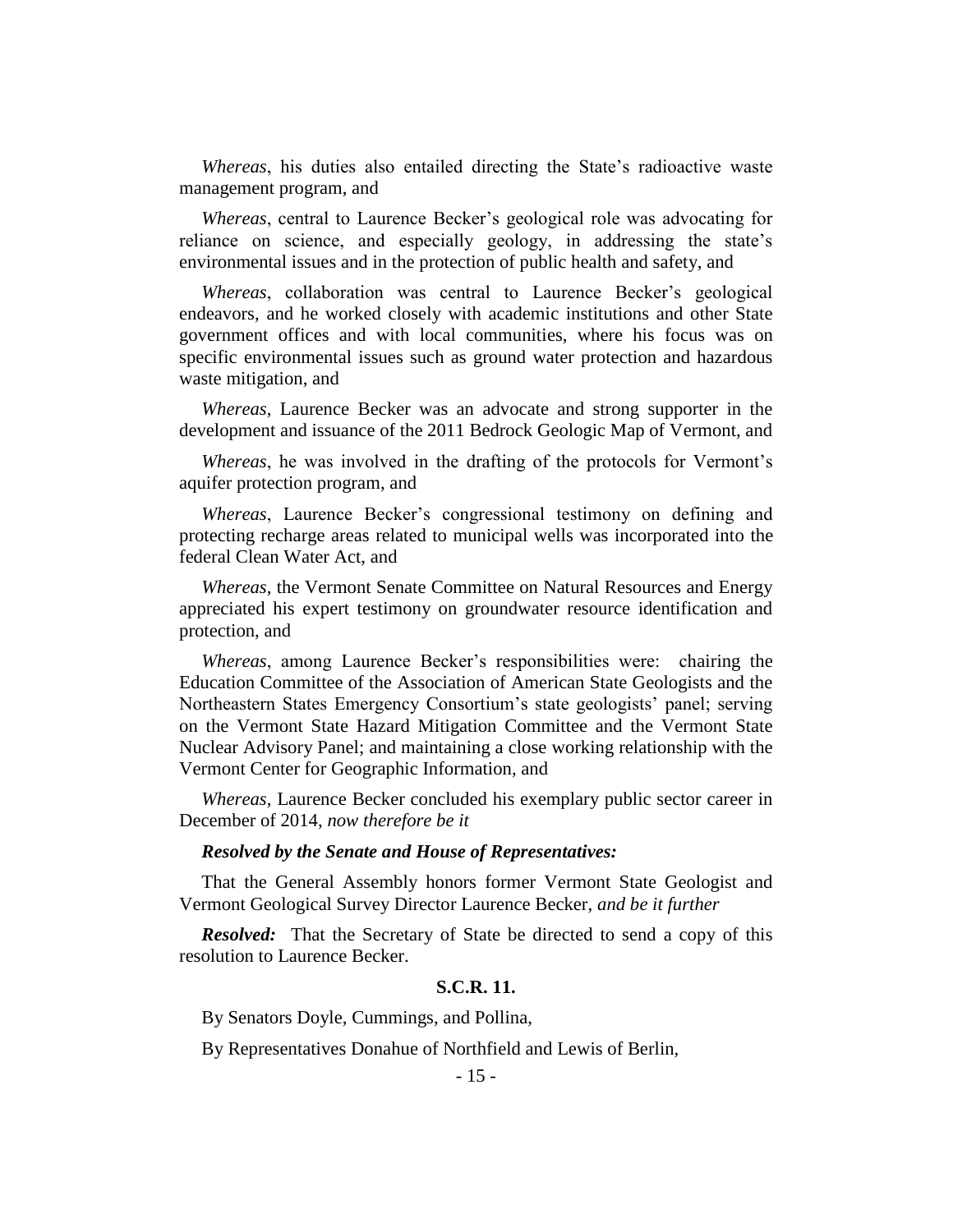*Whereas*, his duties also entailed directing the State's radioactive waste management program, and

*Whereas*, central to Laurence Becker's geological role was advocating for reliance on science, and especially geology, in addressing the state's environmental issues and in the protection of public health and safety, and

*Whereas*, collaboration was central to Laurence Becker's geological endeavors, and he worked closely with academic institutions and other State government offices and with local communities, where his focus was on specific environmental issues such as ground water protection and hazardous waste mitigation, and

*Whereas*, Laurence Becker was an advocate and strong supporter in the development and issuance of the 2011 Bedrock Geologic Map of Vermont, and

*Whereas*, he was involved in the drafting of the protocols for Vermont's aquifer protection program, and

*Whereas*, Laurence Becker's congressional testimony on defining and protecting recharge areas related to municipal wells was incorporated into the federal Clean Water Act, and

*Whereas*, the Vermont Senate Committee on Natural Resources and Energy appreciated his expert testimony on groundwater resource identification and protection, and

*Whereas*, among Laurence Becker's responsibilities were: chairing the Education Committee of the Association of American State Geologists and the Northeastern States Emergency Consortium's state geologists' panel; serving on the Vermont State Hazard Mitigation Committee and the Vermont State Nuclear Advisory Panel; and maintaining a close working relationship with the Vermont Center for Geographic Information, and

*Whereas*, Laurence Becker concluded his exemplary public sector career in December of 2014, *now therefore be it*

***Resolved by the Senate and House of Representatives:***

That the General Assembly honors former Vermont State Geologist and Vermont Geological Survey Director Laurence Becker, *and be it further*

***Resolved:*** That the Secretary of State be directed to send a copy of this resolution to Laurence Becker.

**S.C.R. 11.**

By Senators Doyle, Cummings, and Pollina,

By Representatives Donahue of Northfield and Lewis of Berlin,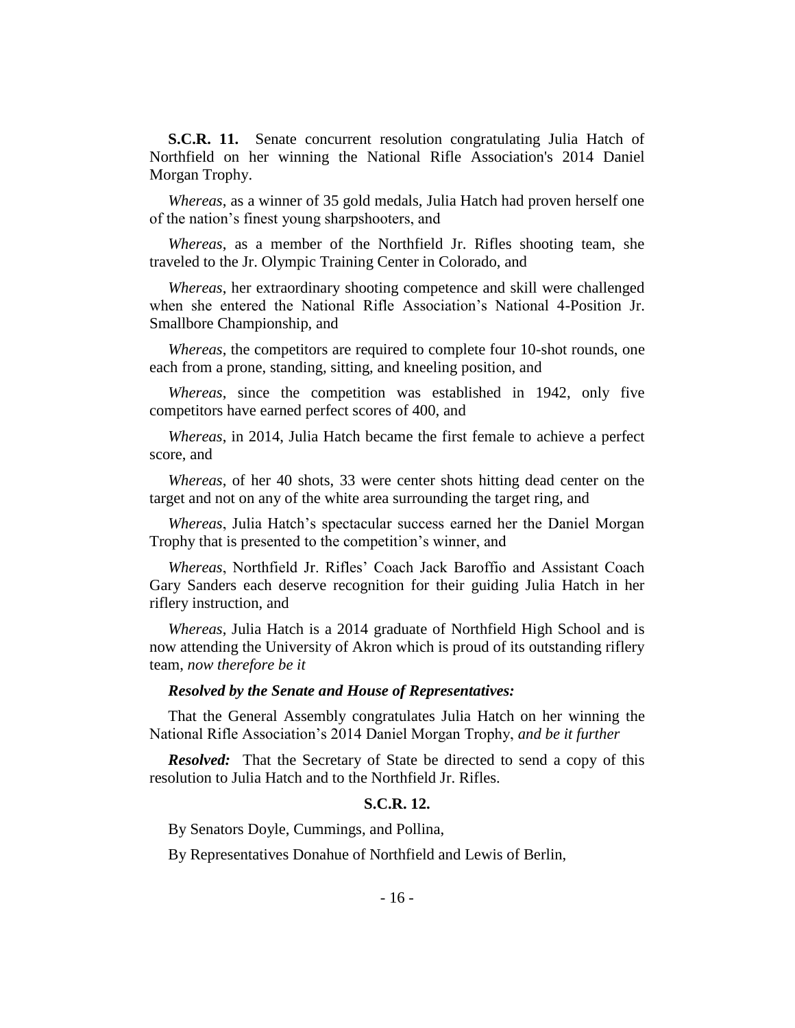**S.C.R. 11.** Senate concurrent resolution congratulating Julia Hatch of Northfield on her winning the National Rifle Association's 2014 Daniel Morgan Trophy.

*Whereas*, as a winner of 35 gold medals, Julia Hatch had proven herself one of the nation's finest young sharpshooters, and

*Whereas*, as a member of the Northfield Jr. Rifles shooting team, she traveled to the Jr. Olympic Training Center in Colorado, and

*Whereas*, her extraordinary shooting competence and skill were challenged when she entered the National Rifle Association's National 4-Position Jr. Smallbore Championship, and

*Whereas*, the competitors are required to complete four 10-shot rounds, one each from a prone, standing, sitting, and kneeling position, and

*Whereas*, since the competition was established in 1942, only five competitors have earned perfect scores of 400, and

*Whereas*, in 2014, Julia Hatch became the first female to achieve a perfect score, and

*Whereas*, of her 40 shots, 33 were center shots hitting dead center on the target and not on any of the white area surrounding the target ring, and

*Whereas*, Julia Hatch's spectacular success earned her the Daniel Morgan Trophy that is presented to the competition's winner, and

*Whereas*, Northfield Jr. Rifles' Coach Jack Baroffio and Assistant Coach Gary Sanders each deserve recognition for their guiding Julia Hatch in her riflery instruction, and

*Whereas*, Julia Hatch is a 2014 graduate of Northfield High School and is now attending the University of Akron which is proud of its outstanding riflery team, *now therefore be it*

***Resolved by the Senate and House of Representatives:***

That the General Assembly congratulates Julia Hatch on her winning the National Rifle Association's 2014 Daniel Morgan Trophy, *and be it further*

***Resolved:*** That the Secretary of State be directed to send a copy of this resolution to Julia Hatch and to the Northfield Jr. Rifles.

**S.C.R. 12.**

By Senators Doyle, Cummings, and Pollina,

By Representatives Donahue of Northfield and Lewis of Berlin,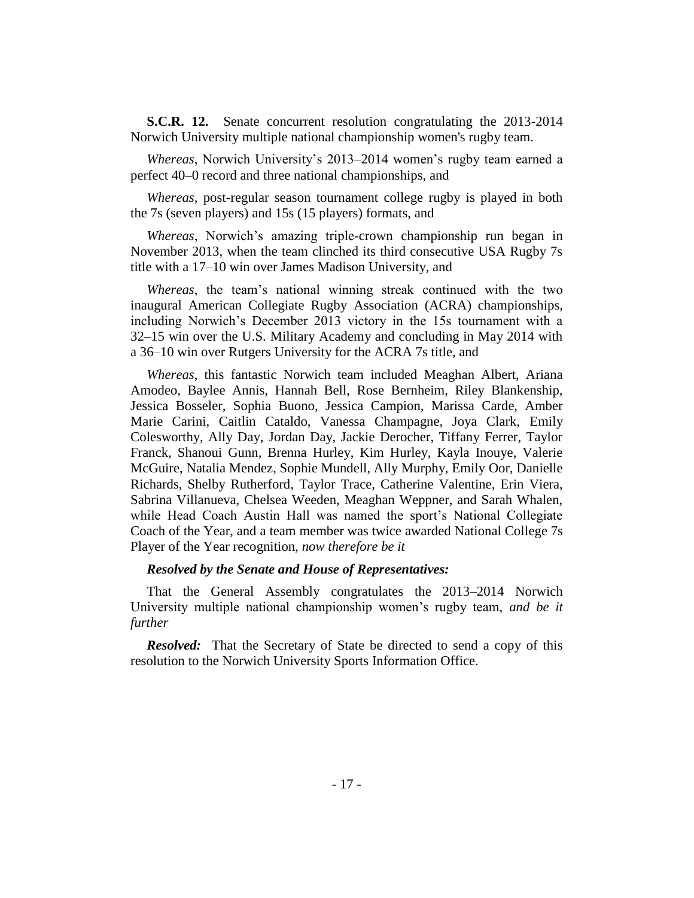**S.C.R. 12.** Senate concurrent resolution congratulating the 2013-2014 Norwich University multiple national championship women's rugby team.

*Whereas*, Norwich University's 2013–2014 women's rugby team earned a perfect 40–0 record and three national championships, and

*Whereas*, post-regular season tournament college rugby is played in both the 7s (seven players) and 15s (15 players) formats, and

*Whereas*, Norwich's amazing triple-crown championship run began in November 2013, when the team clinched its third consecutive USA Rugby 7s title with a 17–10 win over James Madison University, and

*Whereas*, the team's national winning streak continued with the two inaugural American Collegiate Rugby Association (ACRA) championships, including Norwich's December 2013 victory in the 15s tournament with a 32–15 win over the U.S. Military Academy and concluding in May 2014 with a 36–10 win over Rutgers University for the ACRA 7s title, and

*Whereas*, this fantastic Norwich team included Meaghan Albert, Ariana Amodeo, Baylee Annis, Hannah Bell, Rose Bernheim, Riley Blankenship, Jessica Bosseler, Sophia Buono, Jessica Campion, Marissa Carde, Amber Marie Carini, Caitlin Cataldo, Vanessa Champagne, Joya Clark, Emily Colesworthy, Ally Day, Jordan Day, Jackie Derocher, Tiffany Ferrer, Taylor Franck, Shanoui Gunn, Brenna Hurley, Kim Hurley, Kayla Inouye, Valerie McGuire, Natalia Mendez, Sophie Mundell, Ally Murphy, Emily Oor, Danielle Richards, Shelby Rutherford, Taylor Trace, Catherine Valentine, Erin Viera, Sabrina Villanueva, Chelsea Weeden, Meaghan Weppner, and Sarah Whalen, while Head Coach Austin Hall was named the sport's National Collegiate Coach of the Year, and a team member was twice awarded National College 7s Player of the Year recognition, *now therefore be it*

***Resolved by the Senate and House of Representatives:***

That the General Assembly congratulates the 2013–2014 Norwich University multiple national championship women's rugby team, *and be it further*

***Resolved:*** That the Secretary of State be directed to send a copy of this resolution to the Norwich University Sports Information Office.